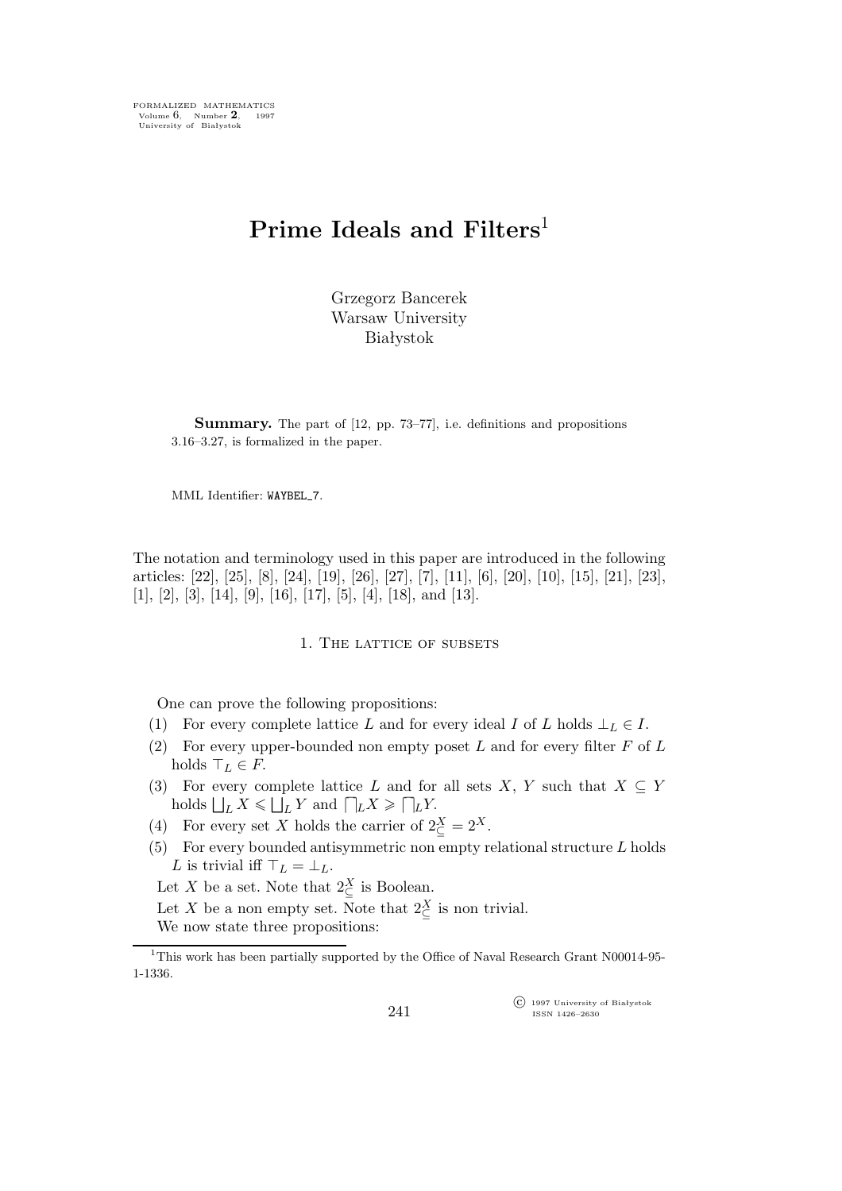# Prime Ideals and Filters[1]

Grzegorz Bancerek
Warsaw University
Białystok

**Summary.** The part of [12, pp. 73–77], i.e. definitions and propositions 3.16–3.27, is formalized in the paper.

MML Identifier: WAYBEL_7.

The notation and terminology used in this paper are introduced in the following articles: [22], [25], [8], [24], [19], [26], [27], [7], [11], [6], [20], [10], [15], [21], [23], [1], [2], [3], [14], [9], [16], [17], [5], [4], [18], and [13].

## 1. The lattice of subsets

One can prove the following propositions:

(1) For every complete lattice $L$ and for every ideal $I$ of $L$ holds $\perp_L \in I$.

(2) For every upper-bounded non empty poset $L$ and for every filter $F$ of $L$ holds $\top_L \in F$.

(3) For every complete lattice $L$ and for all sets $X$, $Y$ such that $X \subseteq Y$ holds $\bigsqcup_L X \leqslant \bigsqcup_L Y$ and $\bigsqcap_L X \geqslant \bigsqcap_L Y$.

(4) For every set $X$ holds the carrier of $2^X_\subseteq = 2^X$.

(5) For every bounded antisymmetric non empty relational structure $L$ holds $L$ is trivial iff $\top_L = \perp_L$.

Let $X$ be a set. Note that $2^X_\subseteq$ is Boolean.

Let $X$ be a non empty set. Note that $2^X_\subseteq$ is non trivial.

We now state three propositions:

[1] This work has been partially supported by the Office of Naval Research Grant N00014-95-1-1336.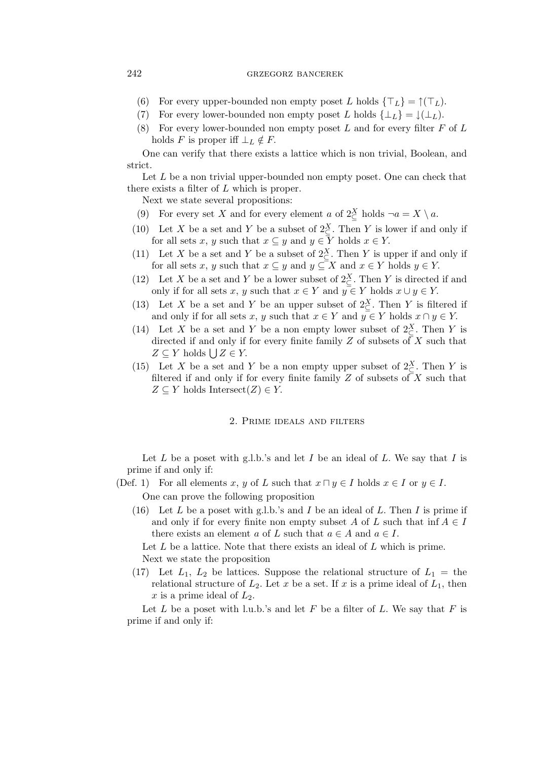(6) For every upper-bounded non empty poset $L$ holds $\{\top_L\} = \uparrow(\top_L)$.

(7) For every lower-bounded non empty poset $L$ holds $\{\bot_L\} = \downarrow(\bot_L)$.

(8) For every lower-bounded non empty poset $L$ and for every filter $F$ of $L$ holds $F$ is proper iff $\bot_L \notin F$.

One can verify that there exists a lattice which is non trivial, Boolean, and strict.

Let $L$ be a non trivial upper-bounded non empty poset. One can check that there exists a filter of $L$ which is proper.

Next we state several propositions:

(9) For every set $X$ and for every element $a$ of $2^X_{\subseteq}$ holds $\neg a = X \setminus a$.

(10) Let $X$ be a set and $Y$ be a subset of $2^X_{\subseteq}$. Then $Y$ is lower if and only if for all sets $x$, $y$ such that $x \subseteq y$ and $y \in Y$ holds $x \in Y$.

(11) Let $X$ be a set and $Y$ be a subset of $2^X_{\subseteq}$. Then $Y$ is upper if and only if for all sets $x$, $y$ such that $x \subseteq y$ and $y \subseteq X$ and $x \in Y$ holds $y \in Y$.

(12) Let $X$ be a set and $Y$ be a lower subset of $2^X_{\subseteq}$. Then $Y$ is directed if and only if for all sets $x$, $y$ such that $x \in Y$ and $y \in Y$ holds $x \cup y \in Y$.

(13) Let $X$ be a set and $Y$ be an upper subset of $2^X_{\subseteq}$. Then $Y$ is filtered if and only if for all sets $x$, $y$ such that $x \in Y$ and $y \in Y$ holds $x \cap y \in Y$.

(14) Let $X$ be a set and $Y$ be a non empty lower subset of $2^X_{\subseteq}$. Then $Y$ is directed if and only if for every finite family $Z$ of subsets of $X$ such that $Z \subseteq Y$ holds $\bigcup Z \in Y$.

(15) Let $X$ be a set and $Y$ be a non empty upper subset of $2^X_{\subseteq}$. Then $Y$ is filtered if and only if for every finite family $Z$ of subsets of $X$ such that $Z \subseteq Y$ holds $\mathrm{Intersect}(Z) \in Y$.

## 2. Prime ideals and filters

Let $L$ be a poset with g.l.b.'s and let $I$ be an ideal of $L$. We say that $I$ is prime if and only if:

(Def. 1) For all elements $x$, $y$ of $L$ such that $x \sqcap y \in I$ holds $x \in I$ or $y \in I$.

One can prove the following proposition

(16) Let $L$ be a poset with g.l.b.'s and $I$ be an ideal of $L$. Then $I$ is prime if and only if for every finite non empty subset $A$ of $L$ such that $\inf A \in I$ there exists an element $a$ of $L$ such that $a \in A$ and $a \in I$.

Let $L$ be a lattice. Note that there exists an ideal of $L$ which is prime.

Next we state the proposition

(17) Let $L_1$, $L_2$ be lattices. Suppose the relational structure of $L_1$ = the relational structure of $L_2$. Let $x$ be a set. If $x$ is a prime ideal of $L_1$, then $x$ is a prime ideal of $L_2$.

Let $L$ be a poset with l.u.b.'s and let $F$ be a filter of $L$. We say that $F$ is prime if and only if: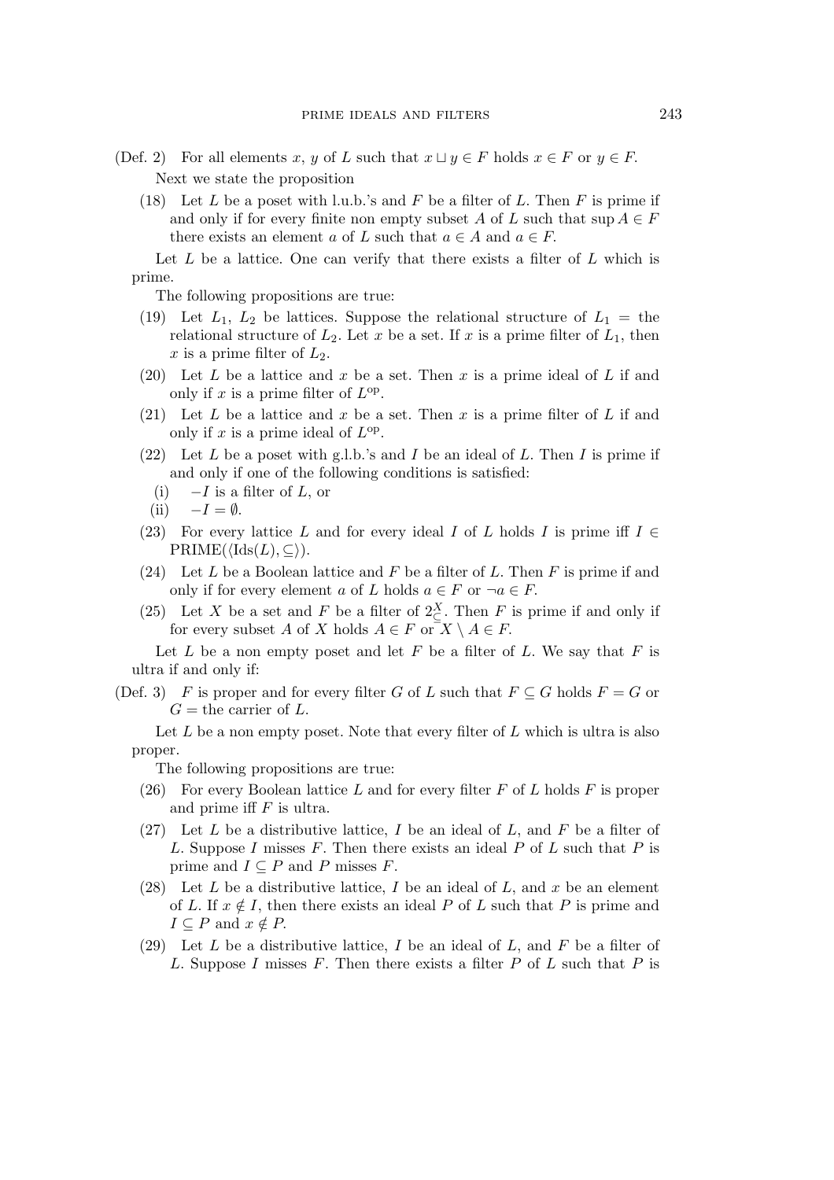(Def. 2) For all elements $x$, $y$ of $L$ such that $x \sqcup y \in F$ holds $x \in F$ or $y \in F$.

Next we state the proposition

(18) Let $L$ be a poset with l.u.b.'s and $F$ be a filter of $L$. Then $F$ is prime if and only if for every finite non empty subset $A$ of $L$ such that $\sup A \in F$ there exists an element $a$ of $L$ such that $a \in A$ and $a \in F$.

Let $L$ be a lattice. One can verify that there exists a filter of $L$ which is prime.

The following propositions are true:

(19) Let $L_1$, $L_2$ be lattices. Suppose the relational structure of $L_1$ = the relational structure of $L_2$. Let $x$ be a set. If $x$ is a prime filter of $L_1$, then $x$ is a prime filter of $L_2$.

(20) Let $L$ be a lattice and $x$ be a set. Then $x$ is a prime ideal of $L$ if and only if $x$ is a prime filter of $L^{\rm op}$.

(21) Let $L$ be a lattice and $x$ be a set. Then $x$ is a prime filter of $L$ if and only if $x$ is a prime ideal of $L^{\rm op}$.

(22) Let $L$ be a poset with g.l.b.'s and $I$ be an ideal of $L$. Then $I$ is prime if and only if one of the following conditions is satisfied:

(i) $-I$ is a filter of $L$, or

(ii) $-I = \emptyset$.

(23) For every lattice $L$ and for every ideal $I$ of $L$ holds $I$ is prime iff $I \in \mathrm{PRIME}(\langle \mathrm{Ids}(L), \subseteq \rangle)$.

(24) Let $L$ be a Boolean lattice and $F$ be a filter of $L$. Then $F$ is prime if and only if for every element $a$ of $L$ holds $a \in F$ or $\neg a \in F$.

(25) Let $X$ be a set and $F$ be a filter of $2^X_{\subseteq}$. Then $F$ is prime if and only if for every subset $A$ of $X$ holds $A \in F$ or $X \setminus A \in F$.

Let $L$ be a non empty poset and let $F$ be a filter of $L$. We say that $F$ is ultra if and only if:

(Def. 3) $F$ is proper and for every filter $G$ of $L$ such that $F \subseteq G$ holds $F = G$ or $G =$ the carrier of $L$.

Let $L$ be a non empty poset. Note that every filter of $L$ which is ultra is also proper.

The following propositions are true:

(26) For every Boolean lattice $L$ and for every filter $F$ of $L$ holds $F$ is proper and prime iff $F$ is ultra.

(27) Let $L$ be a distributive lattice, $I$ be an ideal of $L$, and $F$ be a filter of $L$. Suppose $I$ misses $F$. Then there exists an ideal $P$ of $L$ such that $P$ is prime and $I \subseteq P$ and $P$ misses $F$.

(28) Let $L$ be a distributive lattice, $I$ be an ideal of $L$, and $x$ be an element of $L$. If $x \notin I$, then there exists an ideal $P$ of $L$ such that $P$ is prime and $I \subseteq P$ and $x \notin P$.

(29) Let $L$ be a distributive lattice, $I$ be an ideal of $L$, and $F$ be a filter of $L$. Suppose $I$ misses $F$. Then there exists a filter $P$ of $L$ such that $P$ is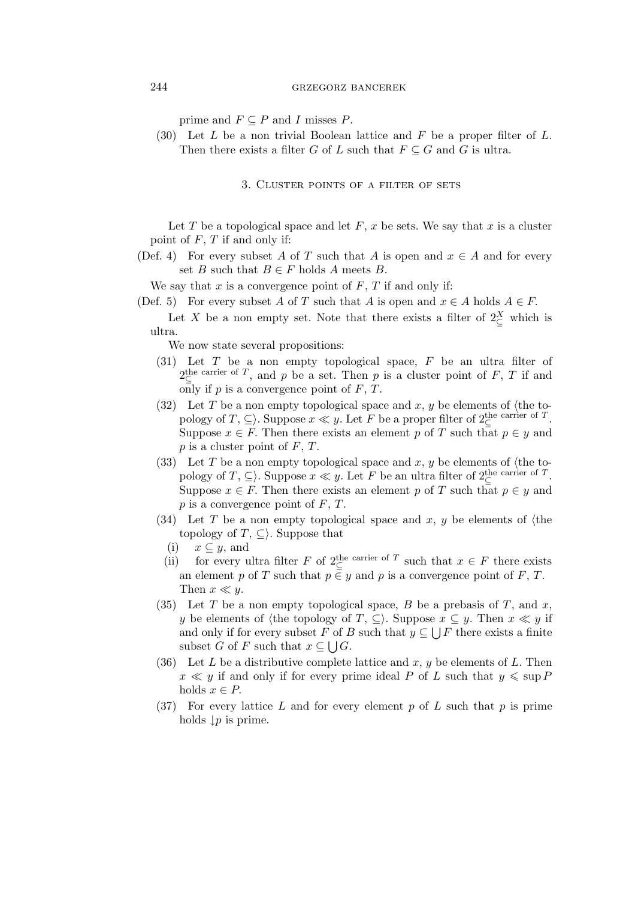prime and $F \subseteq P$ and $I$ misses $P$.

(30) Let $L$ be a non trivial Boolean lattice and $F$ be a proper filter of $L$. Then there exists a filter $G$ of $L$ such that $F \subseteq G$ and $G$ is ultra.

## 3. Cluster points of a filter of sets

Let $T$ be a topological space and let $F$, $x$ be sets. We say that $x$ is a cluster point of $F$, $T$ if and only if:

(Def. 4) For every subset $A$ of $T$ such that $A$ is open and $x \in A$ and for every set $B$ such that $B \in F$ holds $A$ meets $B$.

We say that $x$ is a convergence point of $F$, $T$ if and only if:

(Def. 5) For every subset $A$ of $T$ such that $A$ is open and $x \in A$ holds $A \in F$.

Let $X$ be a non empty set. Note that there exists a filter of $2^X_\subseteq$ which is ultra.

We now state several propositions:

(31) Let $T$ be a non empty topological space, $F$ be an ultra filter of $2^{\text{the carrier of } T}_\subseteq$, and $p$ be a set. Then $p$ is a cluster point of $F$, $T$ if and only if $p$ is a convergence point of $F$, $T$.

(32) Let $T$ be a non empty topological space and $x$, $y$ be elements of $\langle$the topology of $T$, $\subseteq\rangle$. Suppose $x \ll y$. Let $F$ be a proper filter of $2^{\text{the carrier of } T}_\subseteq$. Suppose $x \in F$. Then there exists an element $p$ of $T$ such that $p \in y$ and $p$ is a cluster point of $F$, $T$.

(33) Let $T$ be a non empty topological space and $x$, $y$ be elements of $\langle$the topology of $T$, $\subseteq\rangle$. Suppose $x \ll y$. Let $F$ be an ultra filter of $2^{\text{the carrier of } T}_\subseteq$. Suppose $x \in F$. Then there exists an element $p$ of $T$ such that $p \in y$ and $p$ is a convergence point of $F$, $T$.

(34) Let $T$ be a non empty topological space and $x$, $y$ be elements of $\langle$the topology of $T$, $\subseteq\rangle$. Suppose that

(i) $x \subseteq y$, and

(ii) for every ultra filter $F$ of $2^{\text{the carrier of } T}_\subseteq$ such that $x \in F$ there exists an element $p$ of $T$ such that $p \in y$ and $p$ is a convergence point of $F$, $T$.

Then $x \ll y$.

(35) Let $T$ be a non empty topological space, $B$ be a prebasis of $T$, and $x$, $y$ be elements of $\langle$the topology of $T$, $\subseteq\rangle$. Suppose $x \subseteq y$. Then $x \ll y$ if and only if for every subset $F$ of $B$ such that $y \subseteq \bigcup F$ there exists a finite subset $G$ of $F$ such that $x \subseteq \bigcup G$.

(36) Let $L$ be a distributive complete lattice and $x$, $y$ be elements of $L$. Then $x \ll y$ if and only if for every prime ideal $P$ of $L$ such that $y \leqslant \sup P$ holds $x \in P$.

(37) For every lattice $L$ and for every element $p$ of $L$ such that $p$ is prime holds $\downarrow p$ is prime.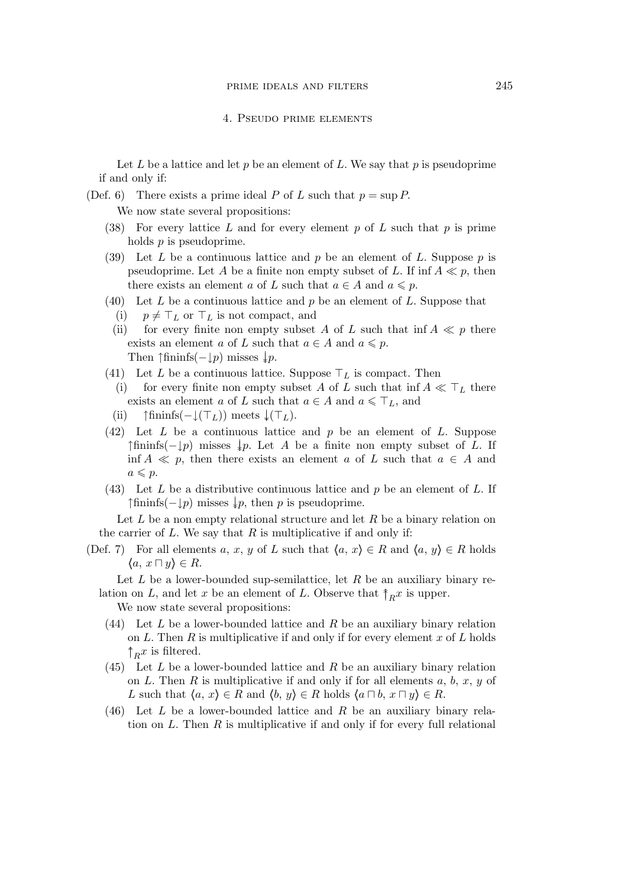## 4. Pseudo prime elements

Let $L$ be a lattice and let $p$ be an element of $L$. We say that $p$ is pseudoprime if and only if:

(Def. 6) There exists a prime ideal $P$ of $L$ such that $p = \sup P$.

We now state several propositions:

(38) For every lattice $L$ and for every element $p$ of $L$ such that $p$ is prime holds $p$ is pseudoprime.

(39) Let $L$ be a continuous lattice and $p$ be an element of $L$. Suppose $p$ is pseudoprime. Let $A$ be a finite non empty subset of $L$. If $\inf A \ll p$, then there exists an element $a$ of $L$ such that $a \in A$ and $a \leqslant p$.

(40) Let $L$ be a continuous lattice and $p$ be an element of $L$. Suppose that

(i) $p \neq \top_L$ or $\top_L$ is not compact, and

(ii) for every finite non empty subset $A$ of $L$ such that $\inf A \ll p$ there exists an element $a$ of $L$ such that $a \in A$ and $a \leqslant p$.

Then $\uparrow$fininfs$(-\downarrow p)$ misses $\Downarrow p$.

(41) Let $L$ be a continuous lattice. Suppose $\top_L$ is compact. Then

(i) for every finite non empty subset $A$ of $L$ such that $\inf A \ll \top_L$ there exists an element $a$ of $L$ such that $a \in A$ and $a \leqslant \top_L$, and

(ii) $\uparrow$fininfs$(-\downarrow(\top_L))$ meets $\Downarrow(\top_L)$.

(42) Let $L$ be a continuous lattice and $p$ be an element of $L$. Suppose $\uparrow$fininfs$(-\downarrow p)$ misses $\Downarrow p$. Let $A$ be a finite non empty subset of $L$. If $\inf A \ll p$, then there exists an element $a$ of $L$ such that $a \in A$ and $a \leqslant p$.

(43) Let $L$ be a distributive continuous lattice and $p$ be an element of $L$. If $\uparrow$fininfs$(-\downarrow p)$ misses $\Downarrow p$, then $p$ is pseudoprime.

Let $L$ be a non empty relational structure and let $R$ be a binary relation on the carrier of $L$. We say that $R$ is multiplicative if and only if:

(Def. 7) For all elements $a$, $x$, $y$ of $L$ such that $\langle a, x\rangle \in R$ and $\langle a, y\rangle \in R$ holds $\langle a, x \sqcap y\rangle \in R$.

Let $L$ be a lower-bounded sup-semilattice, let $R$ be an auxiliary binary relation on $L$, and let $x$ be an element of $L$. Observe that $\Uparrow_R x$ is upper.

We now state several propositions:

(44) Let $L$ be a lower-bounded lattice and $R$ be an auxiliary binary relation on $L$. Then $R$ is multiplicative if and only if for every element $x$ of $L$ holds $\Uparrow_R x$ is filtered.

(45) Let $L$ be a lower-bounded lattice and $R$ be an auxiliary binary relation on $L$. Then $R$ is multiplicative if and only if for all elements $a$, $b$, $x$, $y$ of $L$ such that $\langle a, x\rangle \in R$ and $\langle b, y\rangle \in R$ holds $\langle a \sqcap b, x \sqcap y\rangle \in R$.

(46) Let $L$ be a lower-bounded lattice and $R$ be an auxiliary binary relation on $L$. Then $R$ is multiplicative if and only if for every full relational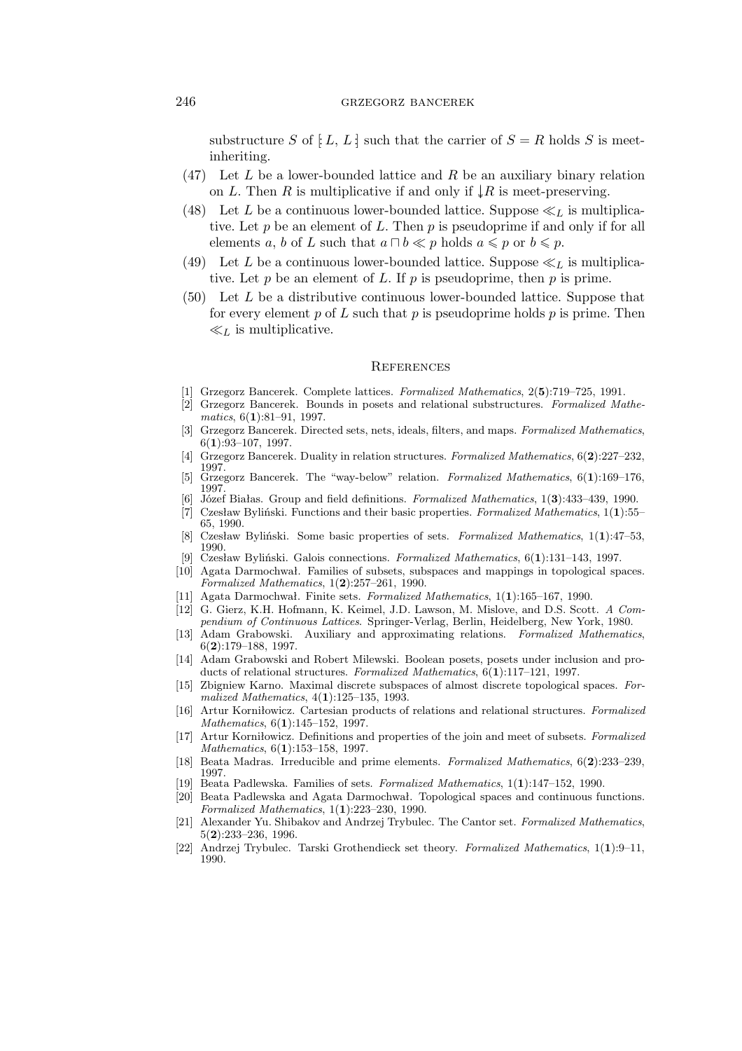substructure $S$ of $[: L, L :]$ such that the carrier of $S = R$ holds $S$ is meet-inheriting.

(47) Let $L$ be a lower-bounded lattice and $R$ be an auxiliary binary relation on $L$. Then $R$ is multiplicative if and only if $\downarrow R$ is meet-preserving.

(48) Let $L$ be a continuous lower-bounded lattice. Suppose $\ll_L$ is multiplicative. Let $p$ be an element of $L$. Then $p$ is pseudoprime if and only if for all elements $a$, $b$ of $L$ such that $a \sqcap b \ll p$ holds $a \leqslant p$ or $b \leqslant p$.

(49) Let $L$ be a continuous lower-bounded lattice. Suppose $\ll_L$ is multiplicative. Let $p$ be an element of $L$. If $p$ is pseudoprime, then $p$ is prime.

(50) Let $L$ be a distributive continuous lower-bounded lattice. Suppose that for every element $p$ of $L$ such that $p$ is pseudoprime holds $p$ is prime. Then $\ll_L$ is multiplicative.

## References

[1] Grzegorz Bancerek. Complete lattices. *Formalized Mathematics*, 2(**5**):719–725, 1991.

[2] Grzegorz Bancerek. Bounds in posets and relational substructures. *Formalized Mathematics*, 6(**1**):81–91, 1997.

[3] Grzegorz Bancerek. Directed sets, nets, ideals, filters, and maps. *Formalized Mathematics*, 6(**1**):93–107, 1997.

[4] Grzegorz Bancerek. Duality in relation structures. *Formalized Mathematics*, 6(**2**):227–232, 1997.

[5] Grzegorz Bancerek. The "way-below" relation. *Formalized Mathematics*, 6(**1**):169–176, 1997.

[6] Józef Białas. Group and field definitions. *Formalized Mathematics*, 1(**3**):433–439, 1990.

[7] Czesław Byliński. Functions and their basic properties. *Formalized Mathematics*, 1(**1**):55–65, 1990.

[8] Czesław Byliński. Some basic properties of sets. *Formalized Mathematics*, 1(**1**):47–53, 1990.

[9] Czesław Byliński. Galois connections. *Formalized Mathematics*, 6(**1**):131–143, 1997.

[10] Agata Darmochwał. Families of subsets, subspaces and mappings in topological spaces. *Formalized Mathematics*, 1(**2**):257–261, 1990.

[11] Agata Darmochwał. Finite sets. *Formalized Mathematics*, 1(**1**):165–167, 1990.

[12] G. Gierz, K.H. Hofmann, K. Keimel, J.D. Lawson, M. Mislove, and D.S. Scott. *A Compendium of Continuous Lattices*. Springer-Verlag, Berlin, Heidelberg, New York, 1980.

[13] Adam Grabowski. Auxiliary and approximating relations. *Formalized Mathematics*, 6(**2**):179–188, 1997.

[14] Adam Grabowski and Robert Milewski. Boolean posets, posets under inclusion and products of relational structures. *Formalized Mathematics*, 6(**1**):117–121, 1997.

[15] Zbigniew Karno. Maximal discrete subspaces of almost discrete topological spaces. *Formalized Mathematics*, 4(**1**):125–135, 1993.

[16] Artur Korniłowicz. Cartesian products of relations and relational structures. *Formalized Mathematics*, 6(**1**):145–152, 1997.

[17] Artur Korniłowicz. Definitions and properties of the join and meet of subsets. *Formalized Mathematics*, 6(**1**):153–158, 1997.

[18] Beata Madras. Irreducible and prime elements. *Formalized Mathematics*, 6(**2**):233–239, 1997.

[19] Beata Padlewska. Families of sets. *Formalized Mathematics*, 1(**1**):147–152, 1990.

[20] Beata Padlewska and Agata Darmochwał. Topological spaces and continuous functions. *Formalized Mathematics*, 1(**1**):223–230, 1990.

[21] Alexander Yu. Shibakov and Andrzej Trybulec. The Cantor set. *Formalized Mathematics*, 5(**2**):233–236, 1996.

[22] Andrzej Trybulec. Tarski Grothendieck set theory. *Formalized Mathematics*, 1(**1**):9–11, 1990.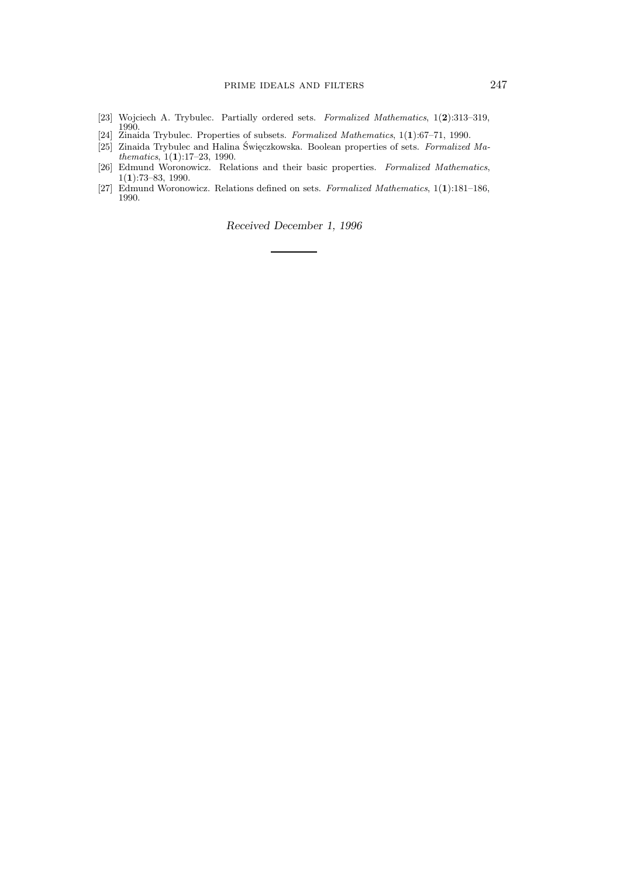[23] Wojciech A. Trybulec. Partially ordered sets. *Formalized Mathematics*, 1(**2**):313–319, 1990.
[24] Zinaida Trybulec. Properties of subsets. *Formalized Mathematics*, 1(**1**):67–71, 1990.
[25] Zinaida Trybulec and Halina Święczkowska. Boolean properties of sets. *Formalized Mathematics*, 1(**1**):17–23, 1990.
[26] Edmund Woronowicz. Relations and their basic properties. *Formalized Mathematics*, 1(**1**):73–83, 1990.
[27] Edmund Woronowicz. Relations defined on sets. *Formalized Mathematics*, 1(**1**):181–186, 1990.

*Received December 1, 1996*